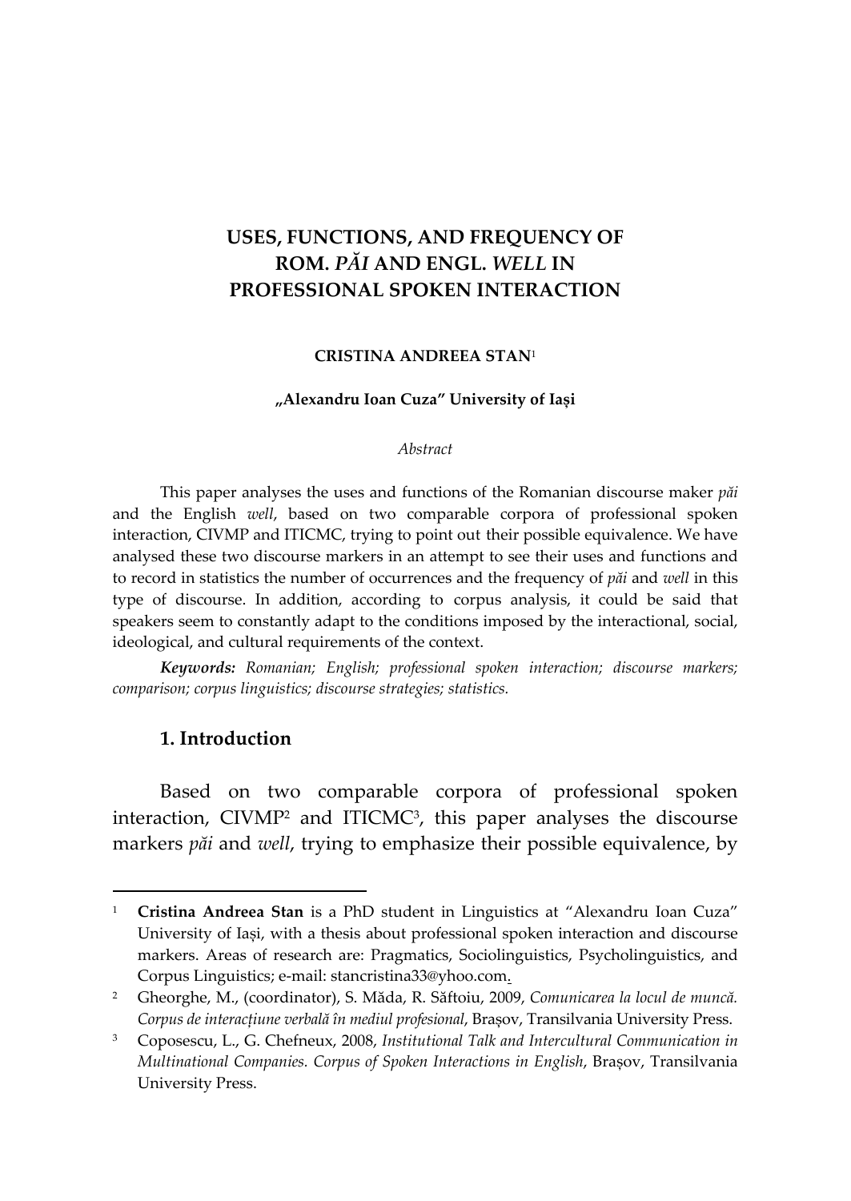# USES, FUNCTIONS, AND FREQUENCY OF ROM. *PĂI* AND ENGL. *WELL* IN PROFESSIONAL SPOKEN INTERACTION

**CRISTINA ANDREEA STAN**[1]

**„Alexandru Ioan Cuza" University of Iași**

*Abstract*

This paper analyses the uses and functions of the Romanian discourse maker *păi* and the English *well*, based on two comparable corpora of professional spoken interaction, CIVMP and ITICMC, trying to point out their possible equivalence. We have analysed these two discourse markers in an attempt to see their uses and functions and to record in statistics the number of occurrences and the frequency of *păi* and *well* in this type of discourse. In addition, according to corpus analysis, it could be said that speakers seem to constantly adapt to the conditions imposed by the interactional, social, ideological, and cultural requirements of the context.

***Keywords:*** *Romanian; English; professional spoken interaction; discourse markers; comparison; corpus linguistics; discourse strategies; statistics.*

## 1. Introduction

Based on two comparable corpora of professional spoken interaction, CIVMP[2] and ITICMC[3], this paper analyses the discourse markers *păi* and *well*, trying to emphasize their possible equivalence, by

---

[1] **Cristina Andreea Stan** is a PhD student in Linguistics at "Alexandru Ioan Cuza" University of Iași, with a thesis about professional spoken interaction and discourse markers. Areas of research are: Pragmatics, Sociolinguistics, Psycholinguistics, and Corpus Linguistics; e-mail: stancristina33@yhoo.com.

[2] Gheorghe, M., (coordinator), S. Măda, R. Săftoiu, 2009, *Comunicarea la locul de muncă. Corpus de interacțiune verbală în mediul profesional*, Brașov, Transilvania University Press.

[3] Coposescu, L., G. Chefneux, 2008, *Institutional Talk and Intercultural Communication in Multinational Companies. Corpus of Spoken Interactions in English*, Brașov, Transilvania University Press.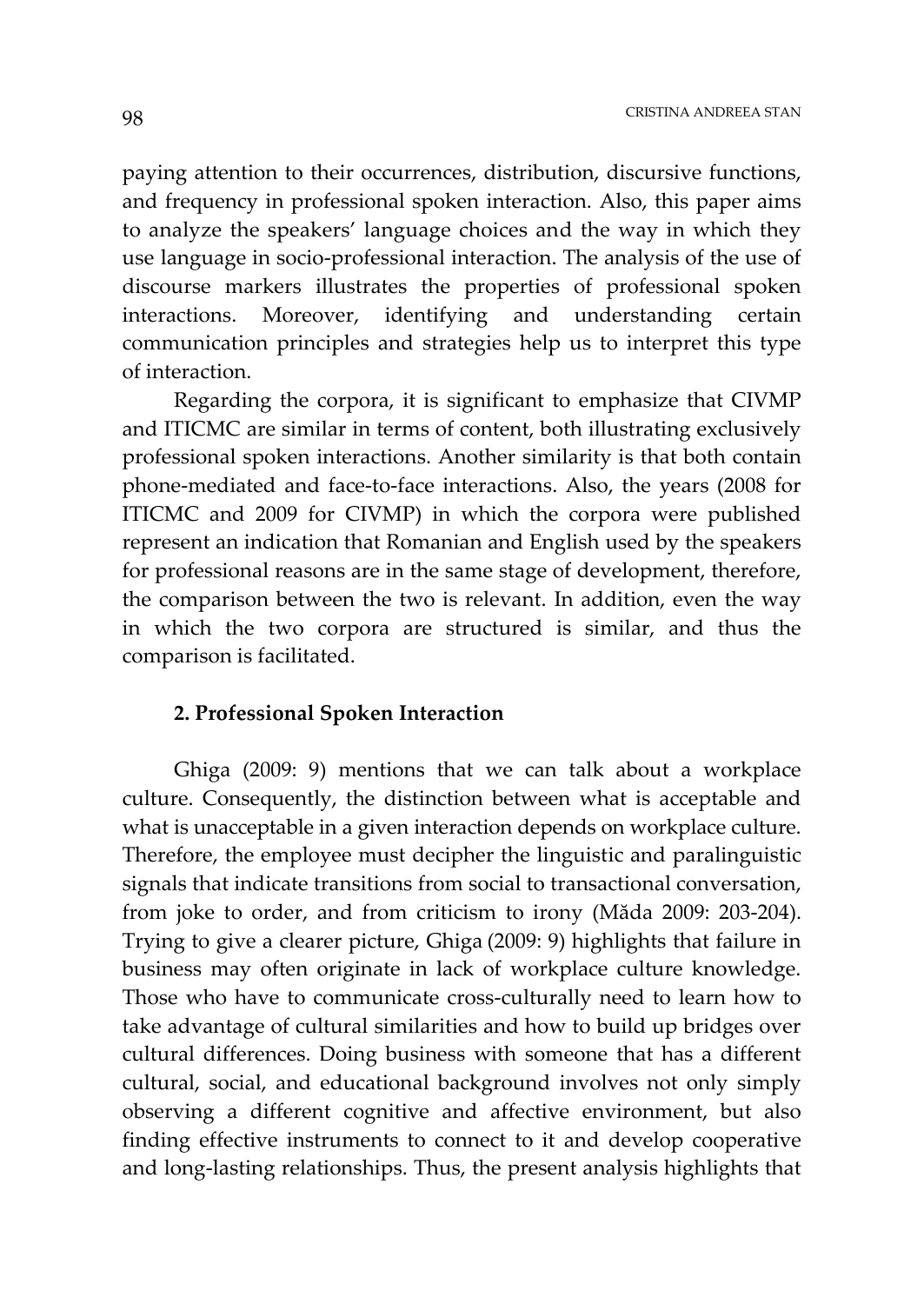paying attention to their occurrences, distribution, discursive functions, and frequency in professional spoken interaction. Also, this paper aims to analyze the speakers' language choices and the way in which they use language in socio-professional interaction. The analysis of the use of discourse markers illustrates the properties of professional spoken interactions. Moreover, identifying and understanding certain communication principles and strategies help us to interpret this type of interaction.

Regarding the corpora, it is significant to emphasize that CIVMP and ITICMC are similar in terms of content, both illustrating exclusively professional spoken interactions. Another similarity is that both contain phone-mediated and face-to-face interactions. Also, the years (2008 for ITICMC and 2009 for CIVMP) in which the corpora were published represent an indication that Romanian and English used by the speakers for professional reasons are in the same stage of development, therefore, the comparison between the two is relevant. In addition, even the way in which the two corpora are structured is similar, and thus the comparison is facilitated.

## 2. Professional Spoken Interaction

Ghiga (2009: 9) mentions that we can talk about a workplace culture. Consequently, the distinction between what is acceptable and what is unacceptable in a given interaction depends on workplace culture. Therefore, the employee must decipher the linguistic and paralinguistic signals that indicate transitions from social to transactional conversation, from joke to order, and from criticism to irony (Măda 2009: 203-204). Trying to give a clearer picture, Ghiga (2009: 9) highlights that failure in business may often originate in lack of workplace culture knowledge. Those who have to communicate cross-culturally need to learn how to take advantage of cultural similarities and how to build up bridges over cultural differences. Doing business with someone that has a different cultural, social, and educational background involves not only simply observing a different cognitive and affective environment, but also finding effective instruments to connect to it and develop cooperative and long-lasting relationships. Thus, the present analysis highlights that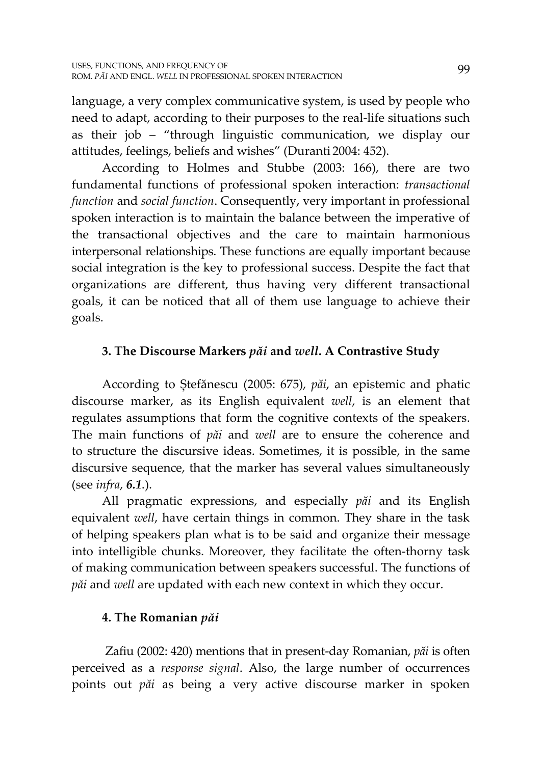language, a very complex communicative system, is used by people who need to adapt, according to their purposes to the real-life situations such as their job – "through linguistic communication, we display our attitudes, feelings, beliefs and wishes" (Duranti 2004: 452).

According to Holmes and Stubbe (2003: 166), there are two fundamental functions of professional spoken interaction: *transactional function* and *social function*. Consequently, very important in professional spoken interaction is to maintain the balance between the imperative of the transactional objectives and the care to maintain harmonious interpersonal relationships. These functions are equally important because social integration is the key to professional success. Despite the fact that organizations are different, thus having very different transactional goals, it can be noticed that all of them use language to achieve their goals.

## 3. The Discourse Markers *păi* and *well*. A Contrastive Study

According to Ștefănescu (2005: 675), *păi*, an epistemic and phatic discourse marker, as its English equivalent *well*, is an element that regulates assumptions that form the cognitive contexts of the speakers. The main functions of *păi* and *well* are to ensure the coherence and to structure the discursive ideas. Sometimes, it is possible, in the same discursive sequence, that the marker has several values simultaneously (see *infra*, ***6.1***.).

All pragmatic expressions, and especially *păi* and its English equivalent *well*, have certain things in common. They share in the task of helping speakers plan what is to be said and organize their message into intelligible chunks. Moreover, they facilitate the often-thorny task of making communication between speakers successful. The functions of *păi* and *well* are updated with each new context in which they occur.

## 4. The Romanian *păi*

Zafiu (2002: 420) mentions that in present-day Romanian, *păi* is often perceived as a *response signal*. Also, the large number of occurrences points out *păi* as being a very active discourse marker in spoken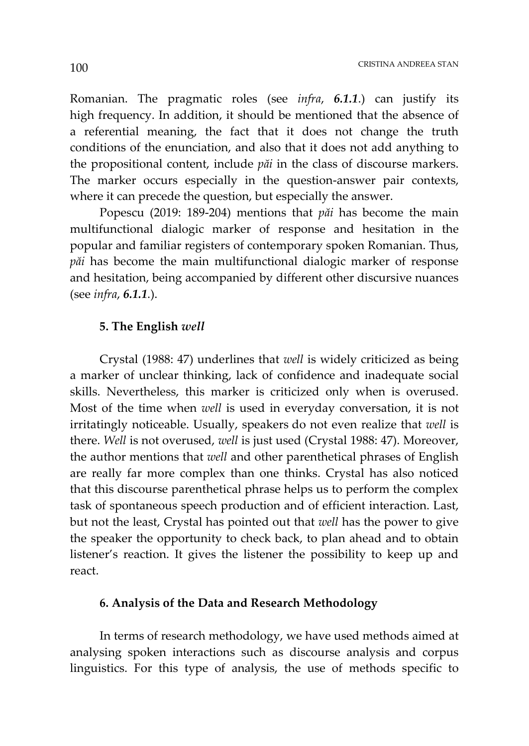Romanian. The pragmatic roles (see *infra*, ***6.1.1***.) can justify its high frequency. In addition, it should be mentioned that the absence of a referential meaning, the fact that it does not change the truth conditions of the enunciation, and also that it does not add anything to the propositional content, include *păi* in the class of discourse markers. The marker occurs especially in the question-answer pair contexts, where it can precede the question, but especially the answer.

Popescu (2019: 189-204) mentions that *păi* has become the main multifunctional dialogic marker of response and hesitation in the popular and familiar registers of contemporary spoken Romanian. Thus, *păi* has become the main multifunctional dialogic marker of response and hesitation, being accompanied by different other discursive nuances (see *infra*, ***6.1.1***.).

## 5. The English *well*

Crystal (1988: 47) underlines that *well* is widely criticized as being a marker of unclear thinking, lack of confidence and inadequate social skills. Nevertheless, this marker is criticized only when is overused. Most of the time when *well* is used in everyday conversation, it is not irritatingly noticeable. Usually, speakers do not even realize that *well* is there. *Well* is not overused, *well* is just used (Crystal 1988: 47). Moreover, the author mentions that *well* and other parenthetical phrases of English are really far more complex than one thinks. Crystal has also noticed that this discourse parenthetical phrase helps us to perform the complex task of spontaneous speech production and of efficient interaction. Last, but not the least, Crystal has pointed out that *well* has the power to give the speaker the opportunity to check back, to plan ahead and to obtain listener's reaction. It gives the listener the possibility to keep up and react.

## 6. Analysis of the Data and Research Methodology

In terms of research methodology, we have used methods aimed at analysing spoken interactions such as discourse analysis and corpus linguistics. For this type of analysis, the use of methods specific to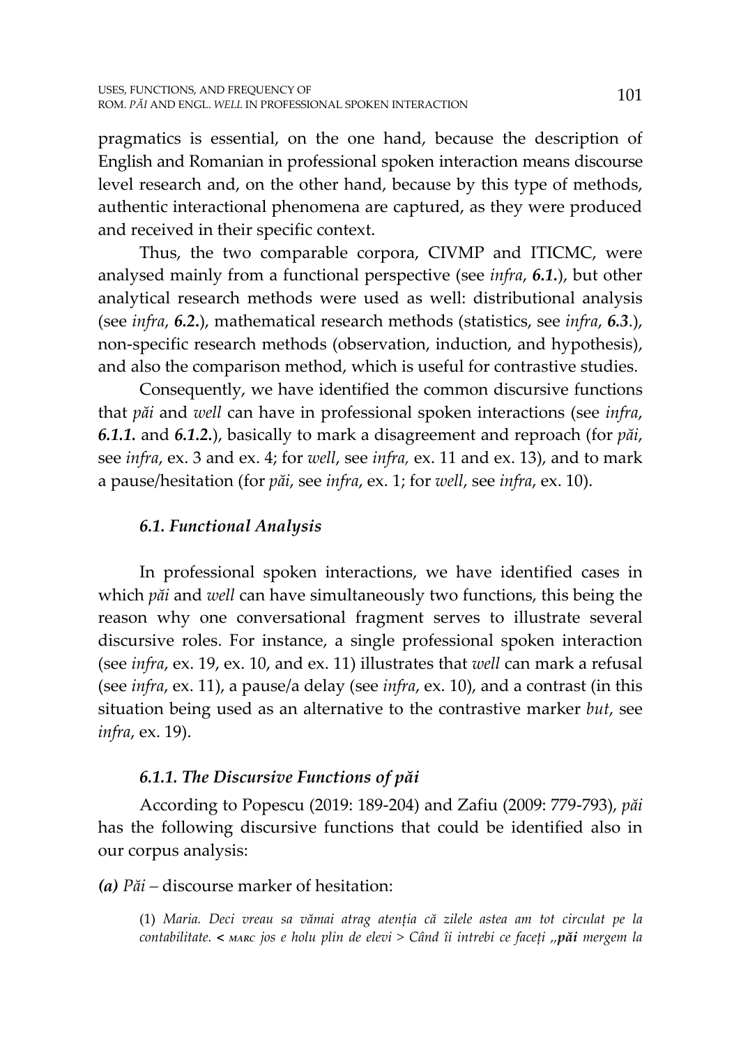pragmatics is essential, on the one hand, because the description of English and Romanian in professional spoken interaction means discourse level research and, on the other hand, because by this type of methods, authentic interactional phenomena are captured, as they were produced and received in their specific context.

Thus, the two comparable corpora, CIVMP and ITICMC, were analysed mainly from a functional perspective (see *infra*, ***6.1.***), but other analytical research methods were used as well: distributional analysis (see *infra*, ***6.2.***), mathematical research methods (statistics, see *infra*, ***6.3***.), non-specific research methods (observation, induction, and hypothesis), and also the comparison method, which is useful for contrastive studies.

Consequently, we have identified the common discursive functions that *păi* and *well* can have in professional spoken interactions (see *infra*, ***6.1.1.*** and ***6.1.2.***), basically to mark a disagreement and reproach (for *păi*, see *infra*, ex. 3 and ex. 4; for *well*, see *infra,* ex. 11 and ex. 13), and to mark a pause/hesitation (for *păi*, see *infra*, ex. 1; for *well*, see *infra*, ex. 10).

### *6.1. Functional Analysis*

In professional spoken interactions, we have identified cases in which *păi* and *well* can have simultaneously two functions, this being the reason why one conversational fragment serves to illustrate several discursive roles. For instance, a single professional spoken interaction (see *infra*, ex. 19, ex. 10, and ex. 11) illustrates that *well* can mark a refusal (see *infra*, ex. 11), a pause/a delay (see *infra*, ex. 10), and a contrast (in this situation being used as an alternative to the contrastive marker *but*, see *infra*, ex. 19).

#### *6.1.1. The Discursive Functions of păi*

According to Popescu (2019: 189-204) and Zafiu (2009: 779-793), *păi* has the following discursive functions that could be identified also in our corpus analysis:

***(a)*** *Păi* – discourse marker of hesitation:

(1) *Maria. Deci vreau sa vămai atrag atenția că zilele astea am tot circulat pe la contabilitate.* **<** *MARC jos e holu plin de elevi > Când îi intrebi ce faceți ,,**păi** mergem la*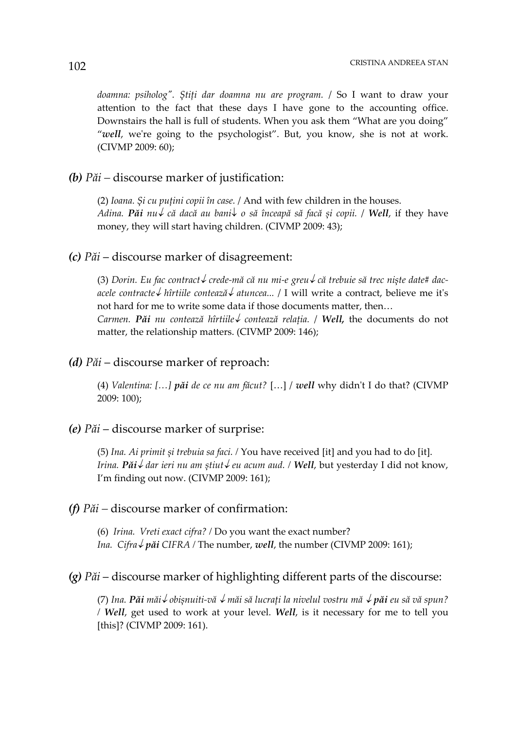*doamna: psiholog". Știți dar doamna nu are program.* / So I want to draw your attention to the fact that these days I have gone to the accounting office. Downstairs the hall is full of students. When you ask them "What are you doing" "***well***, we're going to the psychologist". But, you know, she is not at work. (CIVMP 2009: 60);

***(b)*** *Păi* – discourse marker of justification:

(2) *Ioana. Și cu puțini copii în case.* / And with few children in the houses.
*Adina.* ***Păi*** *nu↓ că dacă au bani↓ o să înceapă să facă și copii.* / ***Well***, if they have money, they will start having children. (CIVMP 2009: 43);

***(c)*** *Păi* – discourse marker of disagreement:

(3) *Dorin. Eu fac contract↓ crede-mă că nu mi-e greu↓ că trebuie să trec niște date# dac-acele contracte↓ hîrtiile contează↓ atuncea...* / I will write a contract, believe me it's not hard for me to write some data if those documents matter, then…
*Carmen.* ***Păi*** *nu contează hîrtiile↓ contează relația.* / ***Well,*** the documents do not matter, the relationship matters. (CIVMP 2009: 146);

***(d)*** *Păi* – discourse marker of reproach:

(4) *Valentina: […]* ***păi*** *de ce nu am făcut?* […] / ***well*** why didn't I do that? (CIVMP 2009: 100);

***(e)*** *Păi* – discourse marker of surprise:

(5) *Ina. Ai primit și trebuia sa faci.* / You have received [it] and you had to do [it].
*Irina.* ***Păi****↓ dar ieri nu am știut↓ eu acum aud.* / ***Well***, but yesterday I did not know, I'm finding out now. (CIVMP 2009: 161);

***(f)*** *Păi* – discourse marker of confirmation:

(6) *Irina. Vreti exact cifra?* / Do you want the exact number?
*Ina. Cifra↓* ***păi*** *CIFRA* / The number, ***well***, the number (CIVMP 2009: 161);

***(g)*** *Păi* – discourse marker of highlighting different parts of the discourse:

(7) *Ina.* ***Păi*** *măi↓ obișnuiti-vă ↓ măi să lucrați la nivelul vostru mă ↓* ***păi*** *eu să vă spun?* / ***Well***, get used to work at your level. ***Well***, is it necessary for me to tell you [this]? (CIVMP 2009: 161).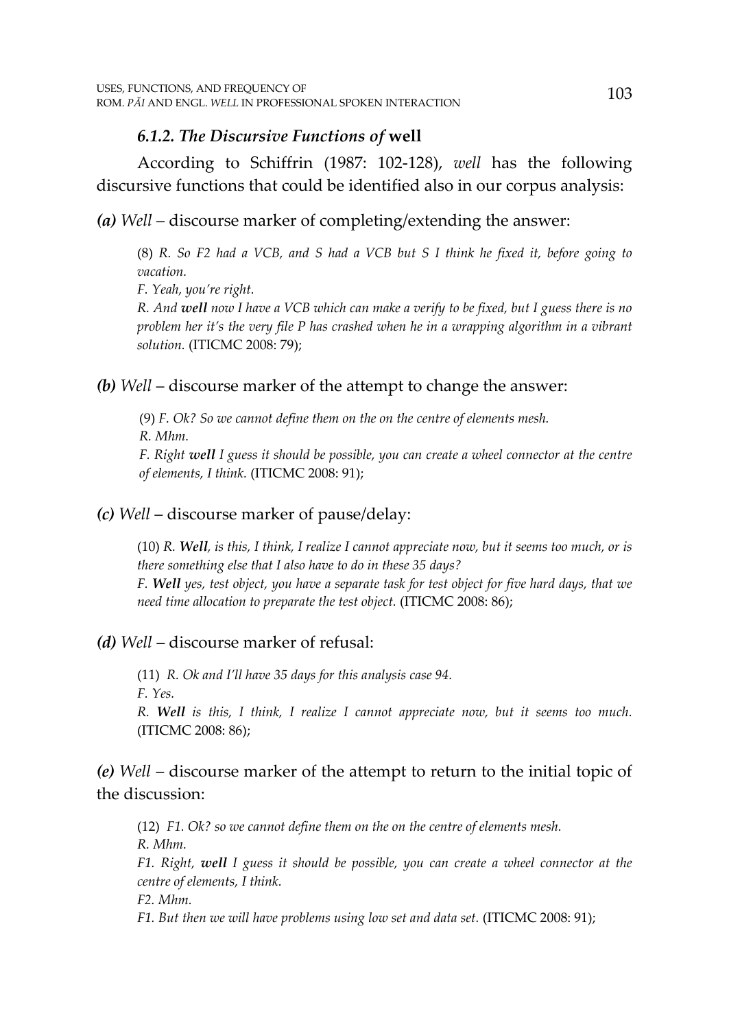### *6.1.2. The Discursive Functions of* well

According to Schiffrin (1987: 102-128), *well* has the following discursive functions that could be identified also in our corpus analysis:

***(a)*** *Well* – discourse marker of completing/extending the answer:

> (8) *R. So F2 had a VCB, and S had a VCB but S I think he fixed it, before going to vacation.*
>
> *F. Yeah, you're right.*
>
> *R. And **well** now I have a VCB which can make a verify to be fixed, but I guess there is no problem her it's the very file P has crashed when he in a wrapping algorithm in a vibrant solution.* (ITICMC 2008: 79);

***(b)*** *Well* – discourse marker of the attempt to change the answer:

> (9) *F. Ok? So we cannot define them on the on the centre of elements mesh.*
>
> *R. Mhm.*
>
> *F. Right **well** I guess it should be possible, you can create a wheel connector at the centre of elements, I think.* (ITICMC 2008: 91);

***(c)*** *Well* – discourse marker of pause/delay:

> (10) *R. **Well**, is this, I think, I realize I cannot appreciate now, but it seems too much, or is there something else that I also have to do in these 35 days?*
>
> *F. **Well** yes, test object, you have a separate task for test object for five hard days, that we need time allocation to preparate the test object.* (ITICMC 2008: 86);

***(d)*** *Well* **–** discourse marker of refusal:

> (11) *R. Ok and I'll have 35 days for this analysis case 94.*
>
> *F. Yes.*
>
> *R. **Well** is this, I think, I realize I cannot appreciate now, but it seems too much.* (ITICMC 2008: 86);

***(e)*** *Well* – discourse marker of the attempt to return to the initial topic of the discussion:

> (12) *F1. Ok? so we cannot define them on the on the centre of elements mesh.*
>
> *R. Mhm.*
>
> *F1. Right, **well** I guess it should be possible, you can create a wheel connector at the centre of elements, I think.*
>
> *F2. Mhm.*
>
> *F1. But then we will have problems using low set and data set.* (ITICMC 2008: 91);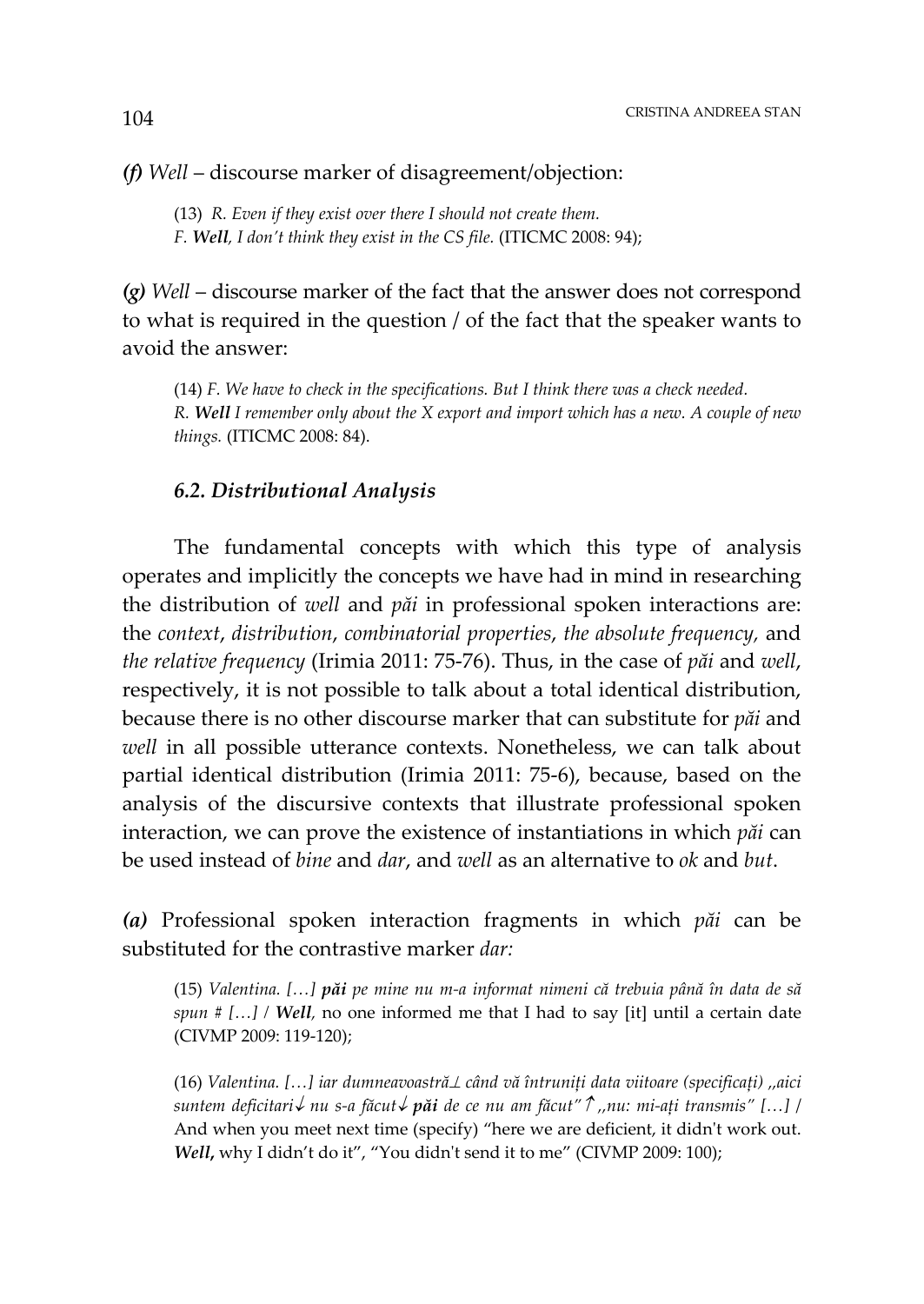***(f)*** *Well* – discourse marker of disagreement/objection:

> (13) *R. Even if they exist over there I should not create them.*
> *F. **Well**, I don't think they exist in the CS file.* (ITICMC 2008: 94);

***(g)*** *Well* – discourse marker of the fact that the answer does not correspond to what is required in the question / of the fact that the speaker wants to avoid the answer:

> (14) *F. We have to check in the specifications. But I think there was a check needed.*
> *R. **Well** I remember only about the X export and import which has a new. A couple of new things.* (ITICMC 2008: 84).

### *6.2. Distributional Analysis*

The fundamental concepts with which this type of analysis operates and implicitly the concepts we have had in mind in researching the distribution of *well* and *păi* in professional spoken interactions are: the *context*, *distribution*, *combinatorial properties*, *the absolute frequency,* and *the relative frequency* (Irimia 2011: 75-76). Thus, in the case of *păi* and *well*, respectively, it is not possible to talk about a total identical distribution, because there is no other discourse marker that can substitute for *păi* and *well* in all possible utterance contexts. Nonetheless, we can talk about partial identical distribution (Irimia 2011: 75-6), because, based on the analysis of the discursive contexts that illustrate professional spoken interaction, we can prove the existence of instantiations in which *păi* can be used instead of *bine* and *dar*, and *well* as an alternative to *ok* and *but*.

***(a)*** Professional spoken interaction fragments in which *păi* can be substituted for the contrastive marker *dar:*

> (15) *Valentina. […] **păi** pe mine nu m-a informat nimeni că trebuia până în data de să spun # […]* / ***Well**,* no one informed me that I had to say [it] until a certain date (CIVMP 2009: 119-120);

> (16) *Valentina. […] iar dumneavoastră⊥ când vă întruniți data viitoare (specificați) ,,aici suntem deficitari↓ nu s-a făcut↓ **păi** de ce nu am făcut"↑ ,,nu: mi-ați transmis" […]* / And when you meet next time (specify) "here we are deficient, it didn't work out. ***Well*,** why I didn't do it", "You didn't send it to me" (CIVMP 2009: 100);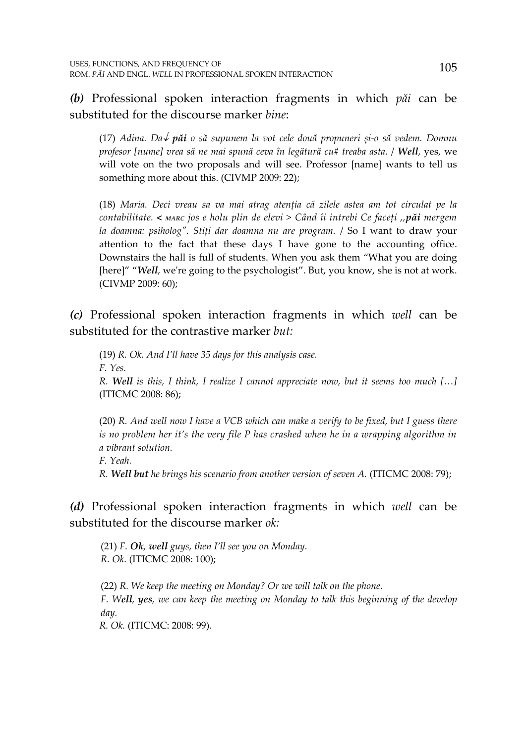***(b)*** Professional spoken interaction fragments in which *păi* can be substituted for the discourse marker *bine*:

> (17) *Adina. Da↓ **păi** o să supunem la vot cele două propuneri și-o să vedem. Domnu profesor [nume] vrea să ne mai spună ceva în legătură cu# treaba asta.* / ***Well***, yes, we will vote on the two proposals and will see. Professor [name] wants to tell us something more about this. (CIVMP 2009: 22);

> (18) *Maria. Deci vreau sa va mai atrag atenția că zilele astea am tot circulat pe la contabilitate. < MARC jos e holu plin de elevi > Când îi intrebi Ce faceți ,,**păi** mergem la doamna: psiholog". Știți dar doamna nu are program.* / So I want to draw your attention to the fact that these days I have gone to the accounting office. Downstairs the hall is full of students. When you ask them "What you are doing [here]" "***Well***, we're going to the psychologist". But, you know, she is not at work. (CIVMP 2009: 60);

***(c)*** Professional spoken interaction fragments in which *well* can be substituted for the contrastive marker *but:*

> (19) *R. Ok. And I'll have 35 days for this analysis case.*
> *F. Yes.*
> *R. **Well** is this, I think, I realize I cannot appreciate now, but it seems too much […]* (ITICMC 2008: 86);

> (20) *R. And well now I have a VCB which can make a verify to be fixed, but I guess there is no problem her it's the very file P has crashed when he in a wrapping algorithm in a vibrant solution.*
> *F. Yeah.*
> *R. **Well but** he brings his scenario from another version of seven A.* (ITICMC 2008: 79);

***(d)*** Professional spoken interaction fragments in which *well* can be substituted for the discourse marker *ok:*

> (21) *F. **Ok**, **well** guys, then I'll see you on Monday.*
> *R. Ok.* (ITICMC 2008: 100);

> (22) *R. We keep the meeting on Monday? Or we will talk on the phone.*
> *F. W**ell**, **yes**, we can keep the meeting on Monday to talk this beginning of the develop day.*
> *R. Ok.* (ITICMC: 2008: 99).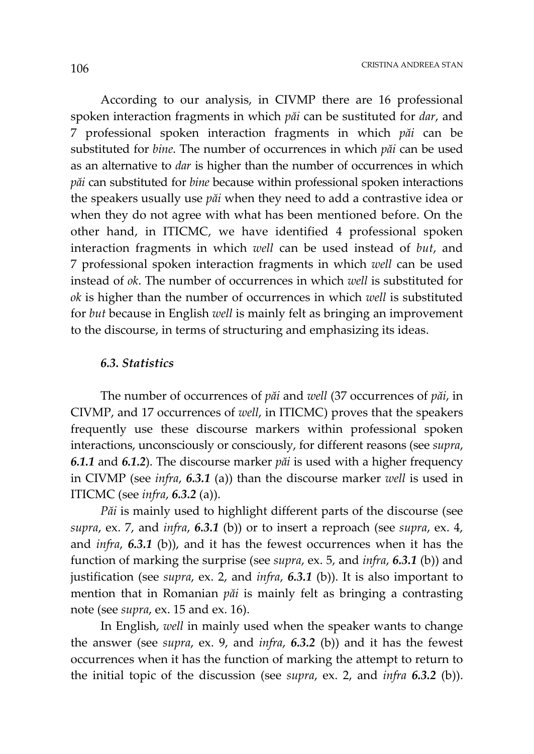According to our analysis, in CIVMP there are 16 professional spoken interaction fragments in which *păi* can be sustituted for *dar*, and 7 professional spoken interaction fragments in which *păi* can be substituted for *bine*. The number of occurrences in which *păi* can be used as an alternative to *dar* is higher than the number of occurrences in which *păi* can substituted for *bine* because within professional spoken interactions the speakers usually use *păi* when they need to add a contrastive idea or when they do not agree with what has been mentioned before. On the other hand, in ITICMC, we have identified 4 professional spoken interaction fragments in which *well* can be used instead of *but*, and 7 professional spoken interaction fragments in which *well* can be used instead of *ok*. The number of occurrences in which *well* is substituted for *ok* is higher than the number of occurrences in which *well* is substituted for *but* because in English *well* is mainly felt as bringing an improvement to the discourse, in terms of structuring and emphasizing its ideas.

### *6.3. Statistics*

The number of occurrences of *păi* and *well* (37 occurrences of *păi*, in CIVMP, and 17 occurrences of *well*, in ITICMC) proves that the speakers frequently use these discourse markers within professional spoken interactions, unconsciously or consciously, for different reasons (see *supra*, ***6.1.1*** and ***6.1.2***). The discourse marker *păi* is used with a higher frequency in CIVMP (see *infra*, ***6.3.1*** (a)) than the discourse marker *well* is used in ITICMC (see *infra*, ***6.3.2*** (a)).

*Păi* is mainly used to highlight different parts of the discourse (see *supra*, ex. 7, and *infra*, ***6.3.1*** (b)) or to insert a reproach (see *supra*, ex. 4, and *infra*, ***6.3.1*** (b)), and it has the fewest occurrences when it has the function of marking the surprise (see *supra*, ex. 5, and *infra*, ***6.3.1*** (b)) and justification (see *supra*, ex. 2, and *infra*, ***6.3.1*** (b)). It is also important to mention that in Romanian *păi* is mainly felt as bringing a contrasting note (see *supra*, ex. 15 and ex. 16).

In English, *well* in mainly used when the speaker wants to change the answer (see *supra*, ex. 9, and *infra*, ***6.3.2*** (b)) and it has the fewest occurrences when it has the function of marking the attempt to return to the initial topic of the discussion (see *supra*, ex. 2, and *infra* ***6.3.2*** (b)).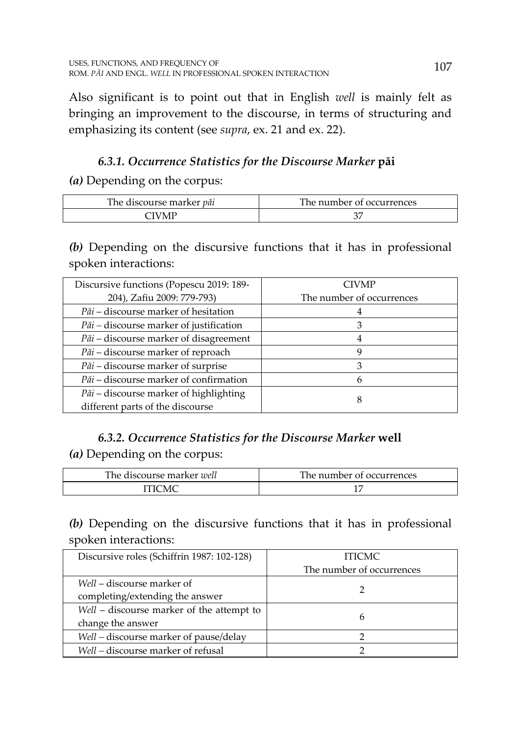Also significant is to point out that in English *well* is mainly felt as bringing an improvement to the discourse, in terms of structuring and emphasizing its content (see *supra*, ex. 21 and ex. 22).

### *6.3.1. Occurrence Statistics for the Discourse Marker* **păi**

***(a)*** Depending on the corpus:

| The discourse marker *păi* | The number of occurrences |
|---|---|
| CIVMP | 37 |

***(b)*** Depending on the discursive functions that it has in professional spoken interactions:

| Discursive functions (Popescu 2019: 189-204), Zafiu 2009: 779-793) | CIVMP<br>The number of occurrences |
|---|---|
| *Păi* – discourse marker of hesitation | 4 |
| *Păi* – discourse marker of justification | 3 |
| *Păi* – discourse marker of disagreement | 4 |
| *Păi* – discourse marker of reproach | 9 |
| *Păi* – discourse marker of surprise | 3 |
| *Păi* – discourse marker of confirmation | 6 |
| *Păi* – discourse marker of highlighting different parts of the discourse | 8 |

### *6.3.2. Occurrence Statistics for the Discourse Marker* **well**

***(a)*** Depending on the corpus:

| The discourse marker *well* | The number of occurrences |
|---|---|
| ITICMC | 17 |

***(b)*** Depending on the discursive functions that it has in professional spoken interactions:

| Discursive roles (Schiffrin 1987: 102-128) | ITICMC<br>The number of occurrences |
|---|---|
| *Well* – discourse marker of completing/extending the answer | 2 |
| *Well* – discourse marker of the attempt to change the answer | 6 |
| *Well* – discourse marker of pause/delay | 2 |
| *Well* – discourse marker of refusal | 2 |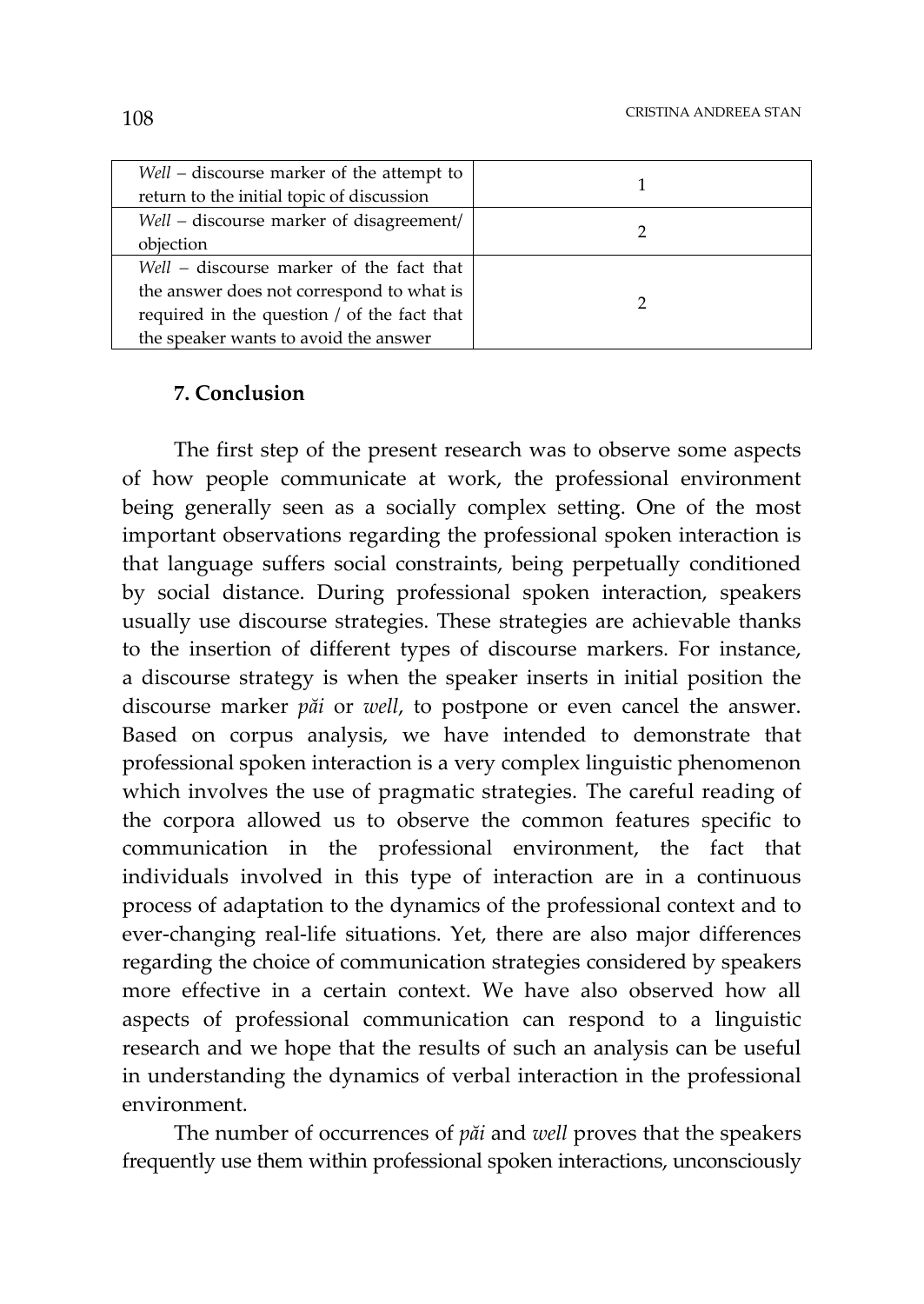| | |
|---|---|
| *Well* – discourse marker of the attempt to return to the initial topic of discussion | 1 |
| *Well* – discourse marker of disagreement/ objection | 2 |
| *Well* – discourse marker of the fact that the answer does not correspond to what is required in the question / of the fact that the speaker wants to avoid the answer | 2 |

### 7. Conclusion

The first step of the present research was to observe some aspects of how people communicate at work, the professional environment being generally seen as a socially complex setting. One of the most important observations regarding the professional spoken interaction is that language suffers social constraints, being perpetually conditioned by social distance. During professional spoken interaction, speakers usually use discourse strategies. These strategies are achievable thanks to the insertion of different types of discourse markers. For instance, a discourse strategy is when the speaker inserts in initial position the discourse marker *păi* or *well*, to postpone or even cancel the answer. Based on corpus analysis, we have intended to demonstrate that professional spoken interaction is a very complex linguistic phenomenon which involves the use of pragmatic strategies. The careful reading of the corpora allowed us to observe the common features specific to communication in the professional environment, the fact that individuals involved in this type of interaction are in a continuous process of adaptation to the dynamics of the professional context and to ever-changing real-life situations. Yet, there are also major differences regarding the choice of communication strategies considered by speakers more effective in a certain context. We have also observed how all aspects of professional communication can respond to a linguistic research and we hope that the results of such an analysis can be useful in understanding the dynamics of verbal interaction in the professional environment.

The number of occurrences of *păi* and *well* proves that the speakers frequently use them within professional spoken interactions, unconsciously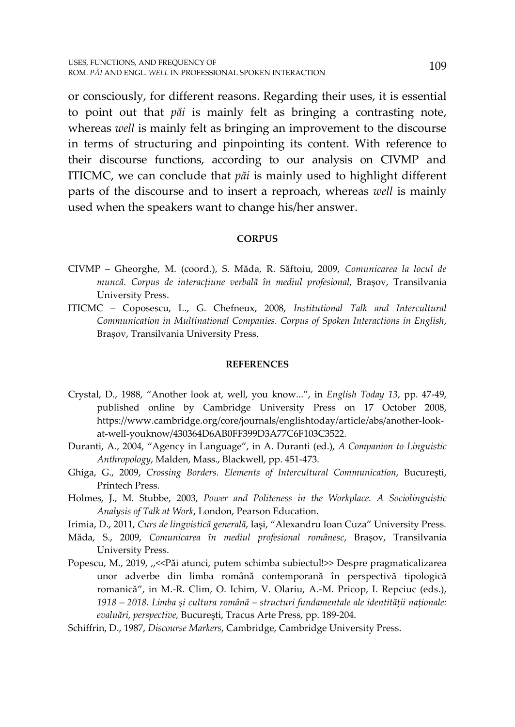or consciously, for different reasons. Regarding their uses, it is essential to point out that *păi* is mainly felt as bringing a contrasting note, whereas *well* is mainly felt as bringing an improvement to the discourse in terms of structuring and pinpointing its content. With reference to their discourse functions, according to our analysis on CIVMP and ITICMC, we can conclude that *păi* is mainly used to highlight different parts of the discourse and to insert a reproach, whereas *well* is mainly used when the speakers want to change his/her answer.

## CORPUS

CIVMP – Gheorghe, M. (coord.), S. Măda, R. Săftoiu, 2009, *Comunicarea la locul de muncă. Corpus de interacțiune verbală în mediul profesional*, Brașov, Transilvania University Press.

ITICMC – Coposescu, L., G. Chefneux, 2008, *Institutional Talk and Intercultural Communication in Multinational Companies. Corpus of Spoken Interactions in English*, Brașov, Transilvania University Press.

## REFERENCES

Crystal, D., 1988, "Another look at, well, you know...", in *English Today 13*, pp. 47-49, published online by Cambridge University Press on 17 October 2008, https://www.cambridge.org/core/journals/englishtoday/article/abs/another-look-at-well-youknow/430364D6AB0FF399D3A77C6F103C3522.

Duranti, A., 2004, "Agency in Language", in A. Duranti (ed.), *A Companion to Linguistic Anthropology*, Malden, Mass., Blackwell, pp. 451-473.

Ghiga, G., 2009, *Crossing Borders. Elements of Intercultural Communication*, București, Printech Press.

Holmes, J., M. Stubbe, 2003, *Power and Politeness in the Workplace. A Sociolinguistic Analysis of Talk at Work*, London, Pearson Education.

Irimia, D., 2011, *Curs de lingvistică generală*, Iași, "Alexandru Ioan Cuza" University Press.

Măda, S., 2009, *Comunicarea în mediul profesional românesc*, Brașov, Transilvania University Press.

Popescu, M., 2019, ,,<<Păi atunci, putem schimba subiectul!>> Despre pragmaticalizarea unor adverbe din limba română contemporană în perspectivă tipologică romanică", in M.-R. Clim, O. Ichim, V. Olariu, A.-M. Pricop, I. Repciuc (eds.), *1918 – 2018. Limba şi cultura română – structuri fundamentale ale identităţii naţionale: evaluări, perspective,* Bucureşti, Tracus Arte Press, pp. 189-204.

Schiffrin, D., 1987, *Discourse Markers*, Cambridge, Cambridge University Press.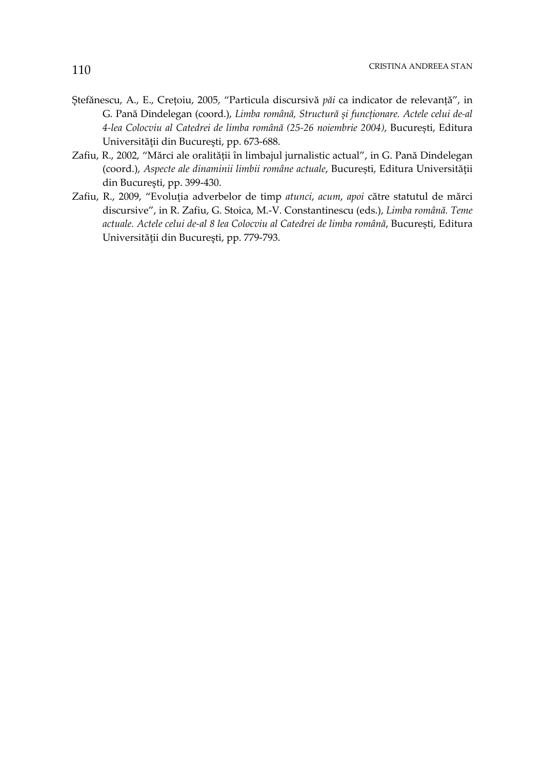Ştefănescu, A., E., Creţoiu, 2005, "Particula discursivă *păi* ca indicator de relevanţă", in G. Pană Dindelegan (coord.), *Limba română, Structură şi funcţionare. Actele celui de-al 4-lea Colocviu al Catedrei de limba română (25-26 noiembrie 2004)*, Bucureşti, Editura Universităţii din Bucureşti, pp. 673-688.

Zafiu, R., 2002, "Mărci ale oralităţii în limbajul jurnalistic actual", in G. Pană Dindelegan (coord.), *Aspecte ale dinaminii limbii române actuale*, Bucureşti, Editura Universităţii din Bucureşti, pp. 399-430.

Zafiu, R., 2009, "Evoluţia adverbelor de timp *atunci*, *acum*, *apoi* către statutul de mărci discursive", in R. Zafiu, G. Stoica, M.-V. Constantinescu (eds.), *Limba română. Teme actuale. Actele celui de-al 8 lea Colocviu al Catedrei de limba română*, Bucureşti, Editura Universităţii din Bucureşti, pp. 779-793.